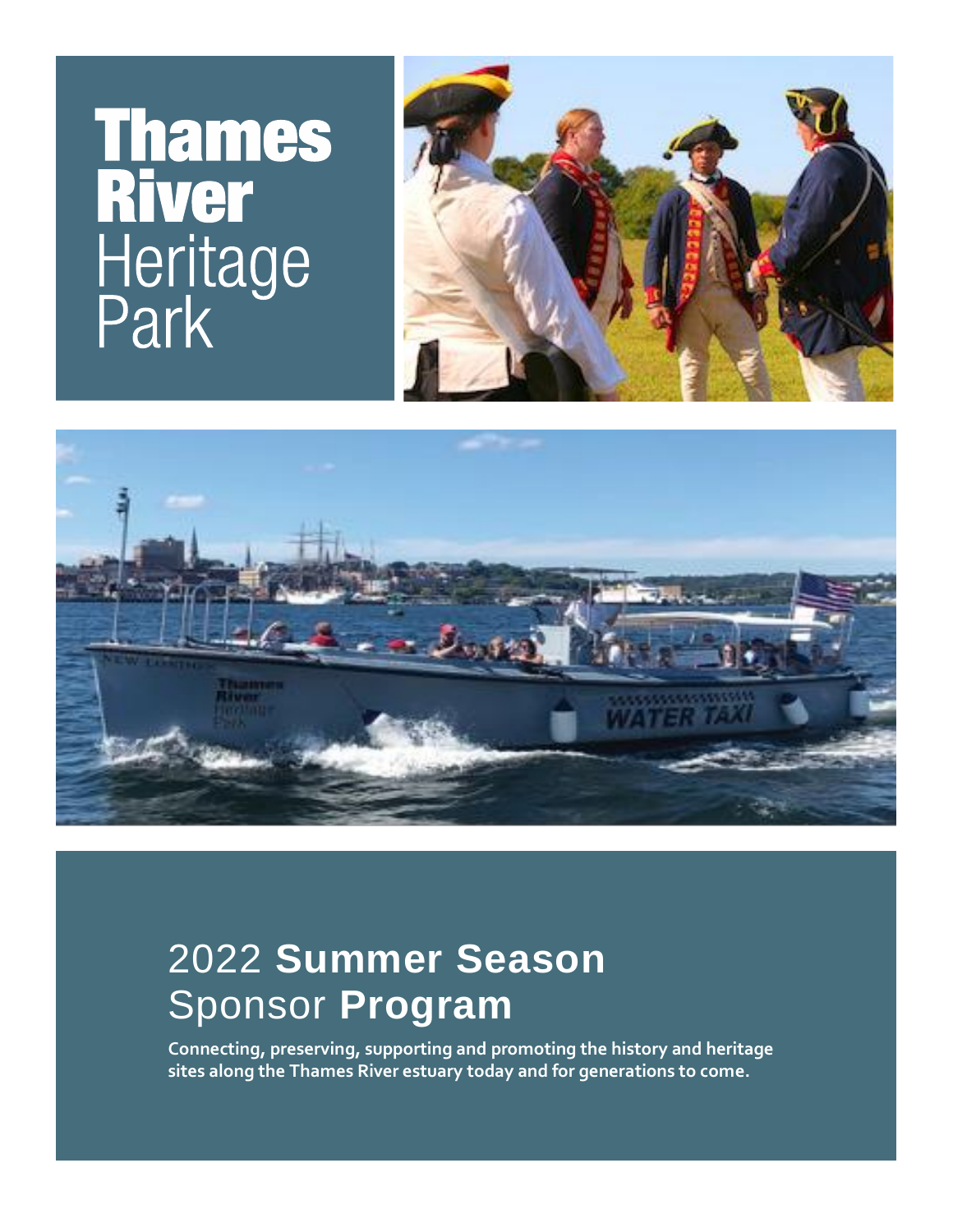# Thames River Heritage Park

## 2022 Summer Season Sponsor Program

**Connecting, preserving, supporting and promoting the history and heritage sites along the Thames River estuary today and for generations to come.**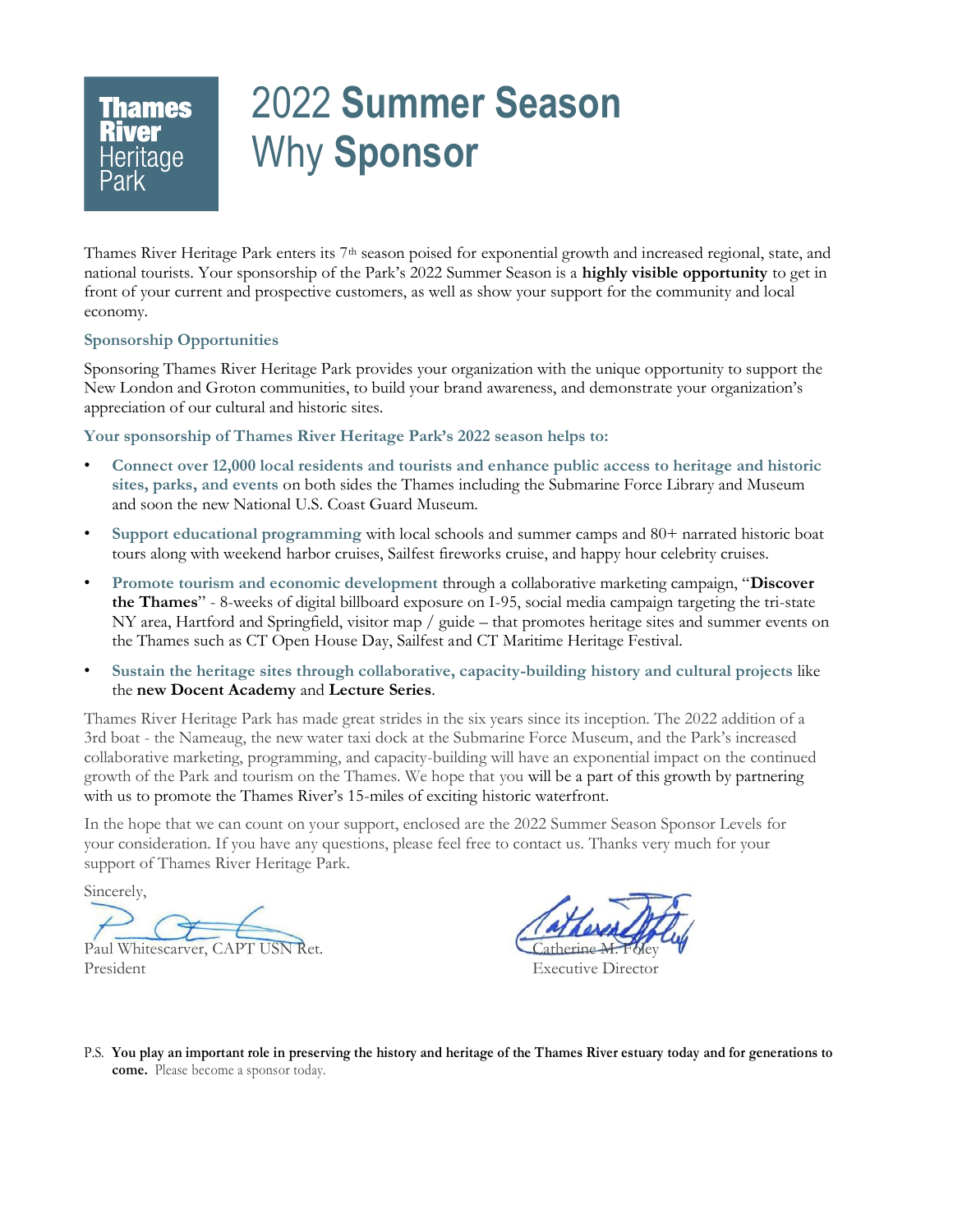**Thames River Heritage Park**

# 2022 **Summer Season** Why **Sponsor**

Thames River Heritage Park enters its 7th season poised for exponential growth and increased regional, state, and national tourists. Your sponsorship of the Park's 2022 Summer Season is a **highly visible opportunity** to get in front of your current and prospective customers, as well as show your support for the community and local economy.

### Sponsorship Opportunities

Sponsoring Thames River Heritage Park provides your organization with the unique opportunity to support the New London and Groton communities, to build your brand awareness, and demonstrate your organization's appreciation of our cultural and historic sites.

### Your sponsorship of Thames River Heritage Park's 2022 season helps to:

- **Connect over 12,000 local residents and tourists and enhance public access to heritage and historic sites, parks, and events** on both sides the Thames including the Submarine Force Library and Museum and soon the new National U.S. Coast Guard Museum.
- **Support educational programming** with local schools and summer camps and 80+ narrated historic boat tours along with weekend harbor cruises, Sailfest fireworks cruise, and happy hour celebrity cruises.
- **Promote tourism and economic development** through a collaborative marketing campaign, "**Discover the Thames**" - 8-weeks of digital billboard exposure on I-95, social media campaign targeting the tri-state NY area, Hartford and Springfield, visitor map / guide – that promotes heritage sites and summer events on the Thames such as CT Open House Day, Sailfest and CT Maritime Heritage Festival.
- **Sustain the heritage sites through collaborative, capacity-building history and cultural projects** like the **new Docent Academy** and **Lecture Series**.

Thames River Heritage Park has made great strides in the six years since its inception. The 2022 addition of a 3rd boat - the Nameaug, the new water taxi dock at the Submarine Force Museum, and the Park's increased collaborative marketing, programming, and capacity-building will have an exponential impact on the continued growth of the Park and tourism on the Thames. We hope that you will be a part of this growth by partnering with us to promote the Thames River's 15-miles of exciting historic waterfront.

In the hope that we can count on your support, enclosed are the 2022 Summer Season Sponsor Levels for your consideration. If you have any questions, please feel free to contact us. Thanks very much for your support of Thames River Heritage Park.

Sincerely,

Paul Whitescarver, CAPT USN Ret.
President

Catherine M. Foley
Executive Director

P.S. **You play an important role in preserving the history and heritage of the Thames River estuary today and for generations to come.** Please become a sponsor today.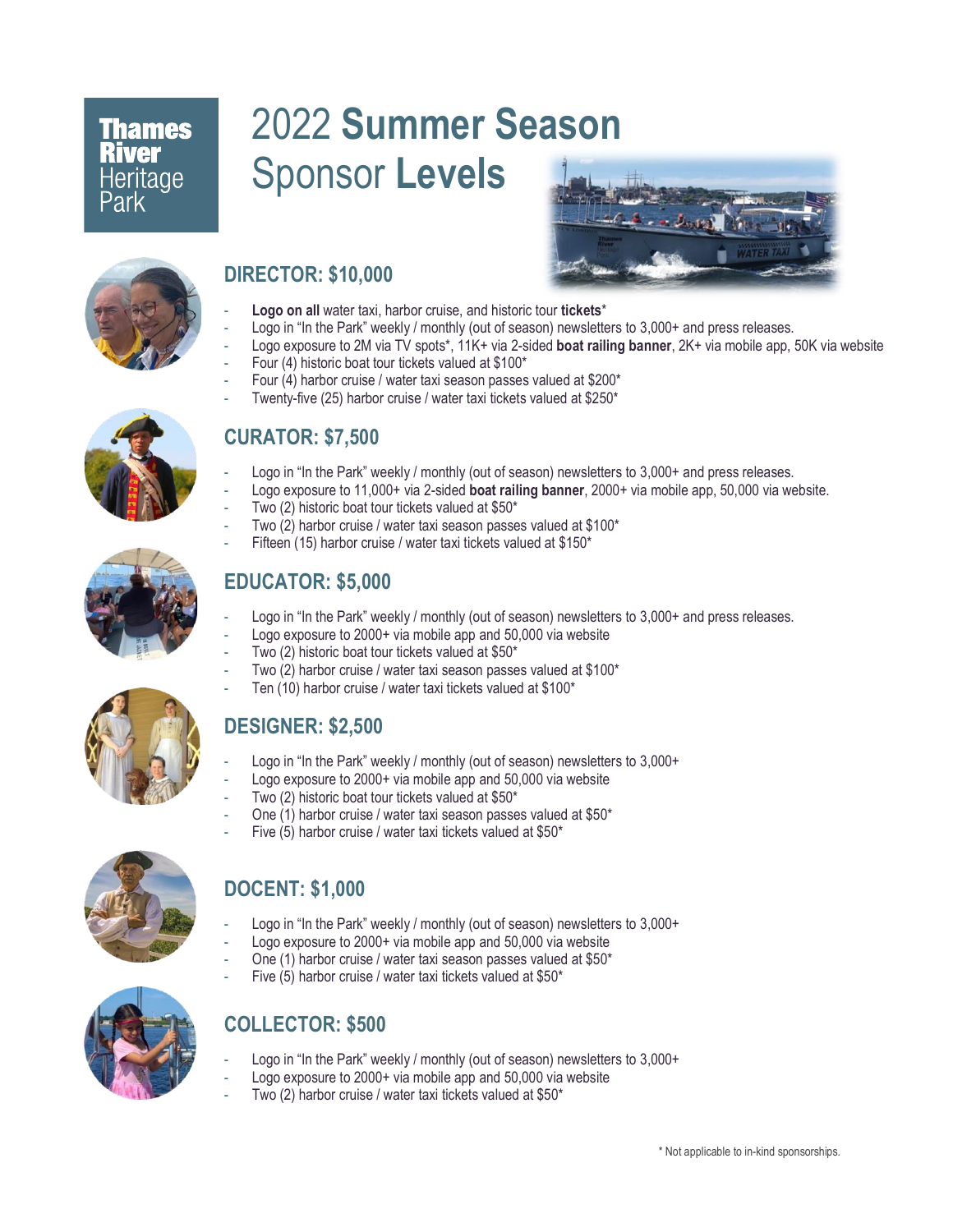Thames River Heritage Park

# 2022 **Summer Season** Sponsor **Levels**

## DIRECTOR: $10,000

- **Logo on all** water taxi, harbor cruise, and historic tour **tickets***
- Logo in "In the Park" weekly / monthly (out of season) newsletters to 3,000+ and press releases.
- Logo exposure to 2M via TV spots*, 11K+ via 2-sided **boat railing banner**, 2K+ via mobile app, 50K via website
- Four (4) historic boat tour tickets valued at $100*
- Four (4) harbor cruise / water taxi season passes valued at $200*
- Twenty-five (25) harbor cruise / water taxi tickets valued at $250*

## CURATOR: $7,500

- Logo in "In the Park" weekly / monthly (out of season) newsletters to 3,000+ and press releases.
- Logo exposure to 11,000+ via 2-sided **boat railing banner**, 2000+ via mobile app, 50,000 via website.
- Two (2) historic boat tour tickets valued at $50*
- Two (2) harbor cruise / water taxi season passes valued at $100*
- Fifteen (15) harbor cruise / water taxi tickets valued at $150*

## EDUCATOR: $5,000

- Logo in "In the Park" weekly / monthly (out of season) newsletters to 3,000+ and press releases.
- Logo exposure to 2000+ via mobile app and 50,000 via website
- Two (2) historic boat tour tickets valued at $50*
- Two (2) harbor cruise / water taxi season passes valued at $100*
- Ten (10) harbor cruise / water taxi tickets valued at $100*

## DESIGNER: $2,500

- Logo in "In the Park" weekly / monthly (out of season) newsletters to 3,000+
- Logo exposure to 2000+ via mobile app and 50,000 via website
- Two (2) historic boat tour tickets valued at $50*
- One (1) harbor cruise / water taxi season passes valued at $50*
- Five (5) harbor cruise / water taxi tickets valued at $50*

## DOCENT: $1,000

- Logo in "In the Park" weekly / monthly (out of season) newsletters to 3,000+
- Logo exposure to 2000+ via mobile app and 50,000 via website
- One (1) harbor cruise / water taxi season passes valued at $50*
- Five (5) harbor cruise / water taxi tickets valued at $50*

## COLLECTOR: $500

- Logo in "In the Park" weekly / monthly (out of season) newsletters to 3,000+
- Logo exposure to 2000+ via mobile app and 50,000 via website
- Two (2) harbor cruise / water taxi tickets valued at $50*

\* Not applicable to in-kind sponsorships.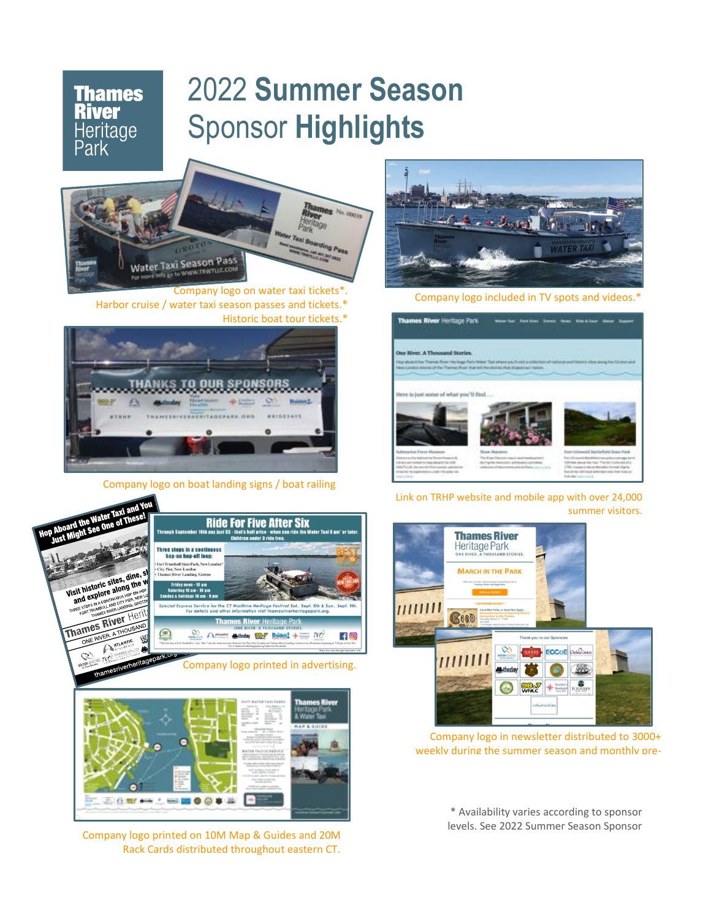**Thames River** Heritage Park

# 2022 **Summer Season** Sponsor **Highlights**

Company logo on water taxi tickets*.
Harbor cruise / water taxi season passes and tickets.*
Historic boat tour tickets.*

Company logo included in TV spots and videos.*

Company logo on boat landing signs / boat railing

Link on TRHP website and mobile app with over 24,000 summer visitors.

Company logo printed in advertising.

Company logo in newsletter distributed to 3000+ weekly during the summer season and monthly pre-

Company logo printed on 10M Map & Guides and 20M Rack Cards distributed throughout eastern CT.

\* Availability varies according to sponsor levels. See 2022 Summer Season Sponsor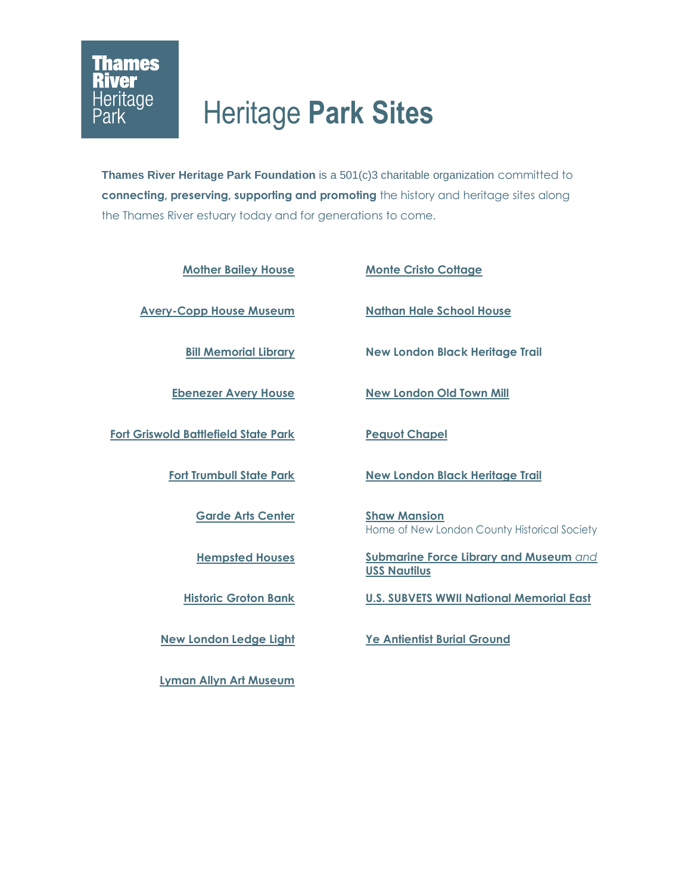Thames River Heritage Park

# Heritage **Park Sites**

**Thames River Heritage Park Foundation** is a 501(c)3 charitable organization committed to **connecting**, **preserving**, **supporting and promoting** the history and heritage sites along the Thames River estuary today and for generations to come.

- Mother Bailey House
- Avery-Copp House Museum
- Bill Memorial Library
- Ebenezer Avery House
- Fort Griswold Battlefield State Park
- Fort Trumbull State Park
- Garde Arts Center
- Hempsted Houses
- Historic Groton Bank
- New London Ledge Light
- Lyman Allyn Art Museum
- Monte Cristo Cottage
- Nathan Hale School House
- New London Black Heritage Trail
- New London Old Town Mill
- Pequot Chapel
- New London Black Heritage Trail
- Shaw Mansion  
  Home of New London County Historical Society
- Submarine Force Library and Museum *and* USS Nautilus
- U.S. SUBVETS WWII National Memorial East
- Ye Antientist Burial Ground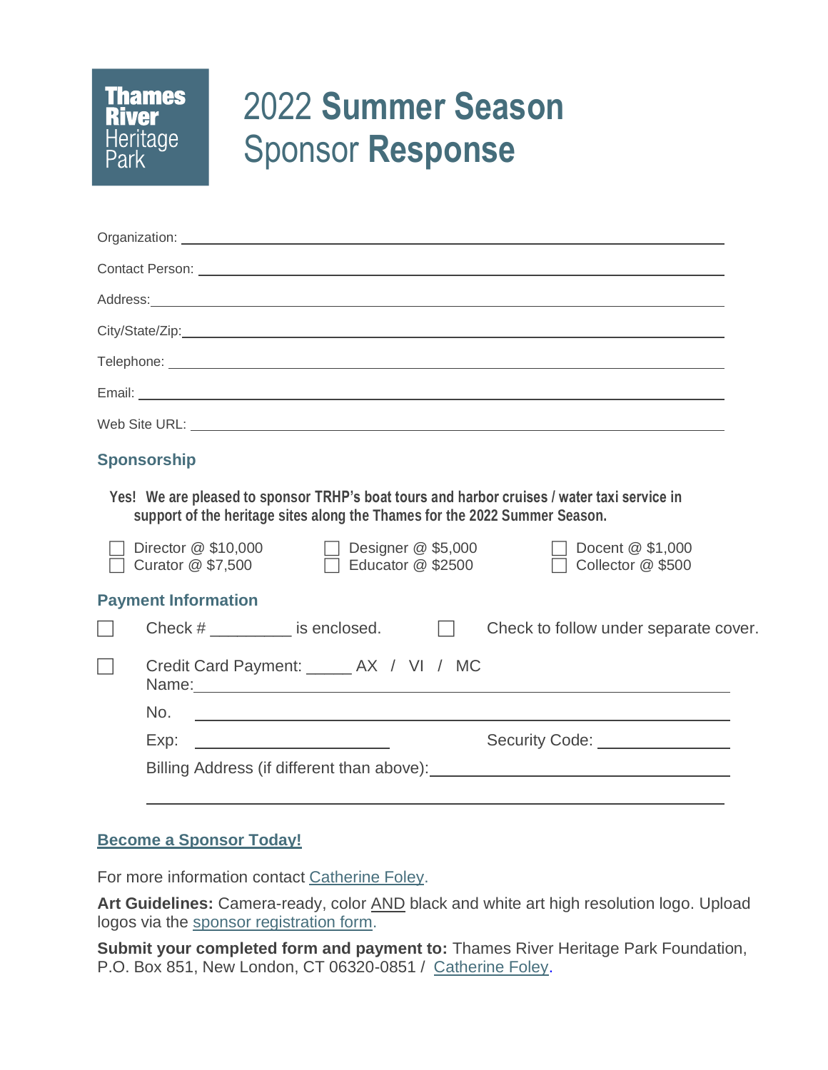Thames River Heritage Park

# 2022 **Summer Season** Sponsor **Response**

Organization: ______________________________________________

Contact Person: ______________________________________________

Address: ______________________________________________

City/State/Zip: ______________________________________________

Telephone: ______________________________________________

Email: ______________________________________________

Web Site URL: ______________________________________________

## Sponsorship

**Yes! We are pleased to sponsor TRHP's boat tours and harbor cruises / water taxi service in support of the heritage sites along the Thames for the 2022 Summer Season.**

- ☐ Director @ $10,000
- ☐ Curator @ $7,500
- ☐ Designer @ $5,000
- ☐ Educator @ $2500
- ☐ Docent @ $1,000
- ☐ Collector @ $500

## Payment Information

☐ Check # _________ is enclosed. ☐ Check to follow under separate cover.

☐ Credit Card Payment: _____ AX / VI / MC

Name: ______________________________________________

No. ______________________________________________

Exp: ______________________ Security Code: _______________

Billing Address (if different than above): ______________________________

______________________________________________

**Become a Sponsor Today!**

For more information contact Catherine Foley.

**Art Guidelines:** Camera-ready, color AND black and white art high resolution logo. Upload logos via the sponsor registration form.

**Submit your completed form and payment to:** Thames River Heritage Park Foundation, P.O. Box 851, New London, CT 06320-0851 / Catherine Foley.